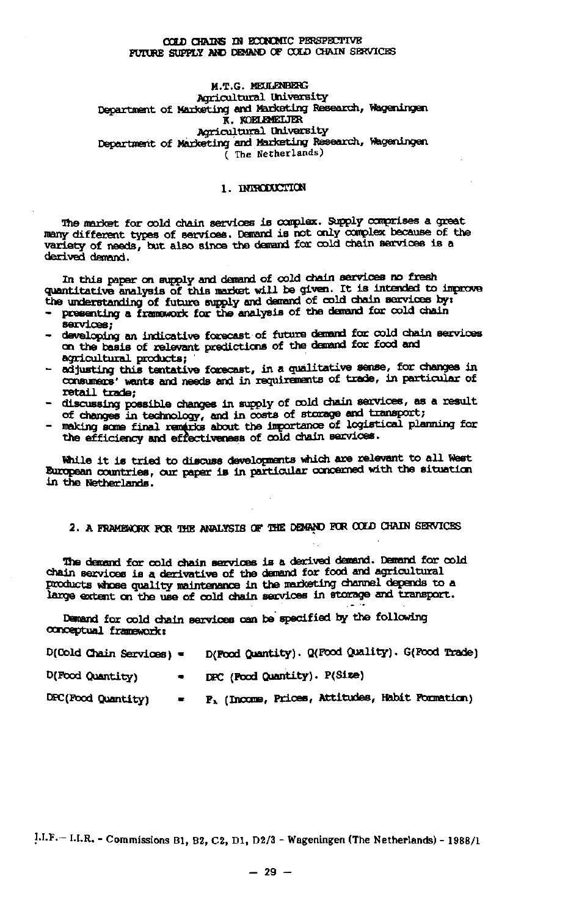# COLD CHAINS IN ECONOMIC PERSPECTIVE
# FUTURE SUPPLY AND DEMAND OF COLD CHAIN SERVICES

M.T.G. MEULENBERG
Agricultural University
Department of Marketing and Marketing Research, Wageningen
K. KOELEMEIJER
Agricultural University
Department of Marketing and Marketing Research, Wageningen
( The Netherlands)

## 1. INTRODUCTION

The market for cold chain services is complex. Supply comprises a great many different types of services. Demand is not only complex because of the variety of needs, but also since the demand for cold chain services is a derived demand.

In this paper on supply and demand of cold chain services no fresh quantitative analysis of this market will be given. It is intended to improve the understanding of future supply and demand of cold chain services by:

- presenting a framework for the analysis of the demand for cold chain services;
- developing an indicative forecast of future demand for cold chain services on the basis of relevant predictions of the demand for food and agricultural products;
- adjusting this tentative forecast, in a qualitative sense, for changes in consumers' wants and needs and in requirements of trade, in particular of retail trade;
- discussing possible changes in supply of cold chain services, as a result of changes in technology, and in costs of storage and transport;
- making some final remarks about the importance of logistical planning for the efficiency and effectiveness of cold chain services.

While it is tried to discuss developments which are relevant to all West European countries, our paper is in particular concerned with the situation in the Netherlands.

## 2. A FRAMEWORK FOR THE ANALYSIS OF THE DEMAND FOR COLD CHAIN SERVICES

The demand for cold chain services is a derived demand. Demand for cold chain services is a derivative of the demand for food and agricultural products whose quality maintenance in the marketing channel depends to a large extent on the use of cold chain services in storage and transport.

Demand for cold chain services can be specified by the following conceptual framework:

$$D(\text{Cold Chain Services}) = D(\text{Food Quantity}) \cdot Q(\text{Food Quality}) \cdot G(\text{Food Trade})$$

$$D(\text{Food Quantity}) = DPC(\text{Food Quantity}) \cdot P(\text{Size})$$

$$DPC(\text{Food Quantity}) = F_1(\text{Income, Prices, Attitudes, Habit Formation})$$

I.I.F. – I.I.R. - Commissions B1, B2, C2, D1, D2/3 - Wageningen (The Netherlands) - 1988/1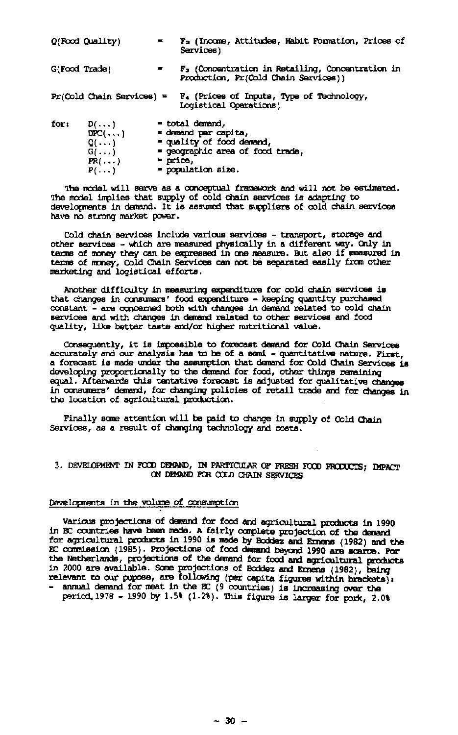Q(Food Quality) = $F_2$ (Income, Attitudes, Habit Formation, Prices of Services)

G(Food Trade) = $F_3$ (Concentration in Retailing, Concentration in Production, Pr(Cold Chain Services))

Pr(Cold Chain Services) = $F_4$ (Prices of Inputs, Type of Technology, Logistical Operations)

for:
- D(...) = total demand,
- DPC(...) = demand per capita,
- Q(...) = quality of food demand,
- G(...) = geographic area of food trade,
- PR(...) = price,
- P(...) = population size.

The model will serve as a conceptual framework and will not be estimated. The model implies that supply of cold chain services is adapting to developments in demand. It is assumed that suppliers of cold chain services have no strong market power.

Cold chain services include various services - transport, storage and other services - which are measured physically in a different way. Only in terms of money they can be expressed in one measure. But also if measured in terms of money, Cold Chain Services can not be separated easily from other marketing and logistical efforts.

Another difficulty in measuring expenditure for cold chain services is that changes in consumers' food expenditure - keeping quantity purchased constant - are concerned both with changes in demand related to cold chain services and with changes in demand related to other services and food quality, like better taste and/or higher nutritional value.

Consequently, it is impossible to forecast demand for Cold Chain Services accurately and our analysis has to be of a semi - quantitative nature. First, a forecast is made under the assumption that demand for Cold Chain Services is developing proportionally to the demand for food, other things remaining equal. Afterwards this tentative forecast is adjusted for qualitative changes in consumers' demand, for changing policies of retail trade and for changes in the location of agricultural production.

Finally some attention will be paid to change in supply of Cold Chain Services, as a result of changing technology and costs.

## 3. DEVELOPMENT IN FOOD DEMAND, IN PARTICULAR OF FRESH FOOD PRODUCTS; IMPACT ON DEMAND FOR COLD CHAIN SERVICES

### Developments in the volume of consumption

Various projections of demand for food and agricultural products in 1990 in EC countries have been made. A fairly complete projection of the demand for agricultural products in 1990 is made by Boddez and Ernens (1982) and the EC commission (1985). Projections of food demand beyond 1990 are scarce. For the Netherlands, projections of the demand for food and agricultural products in 2000 are available. Some projections of Boddez and Ernens (1982), being relevant to our purpose, are following (per capita figures within brackets):

- annual demand for meat in the EC (9 countries) is increasing over the period 1978 - 1990 by 1.5% (1.2%). This figure is larger for pork, 2.0%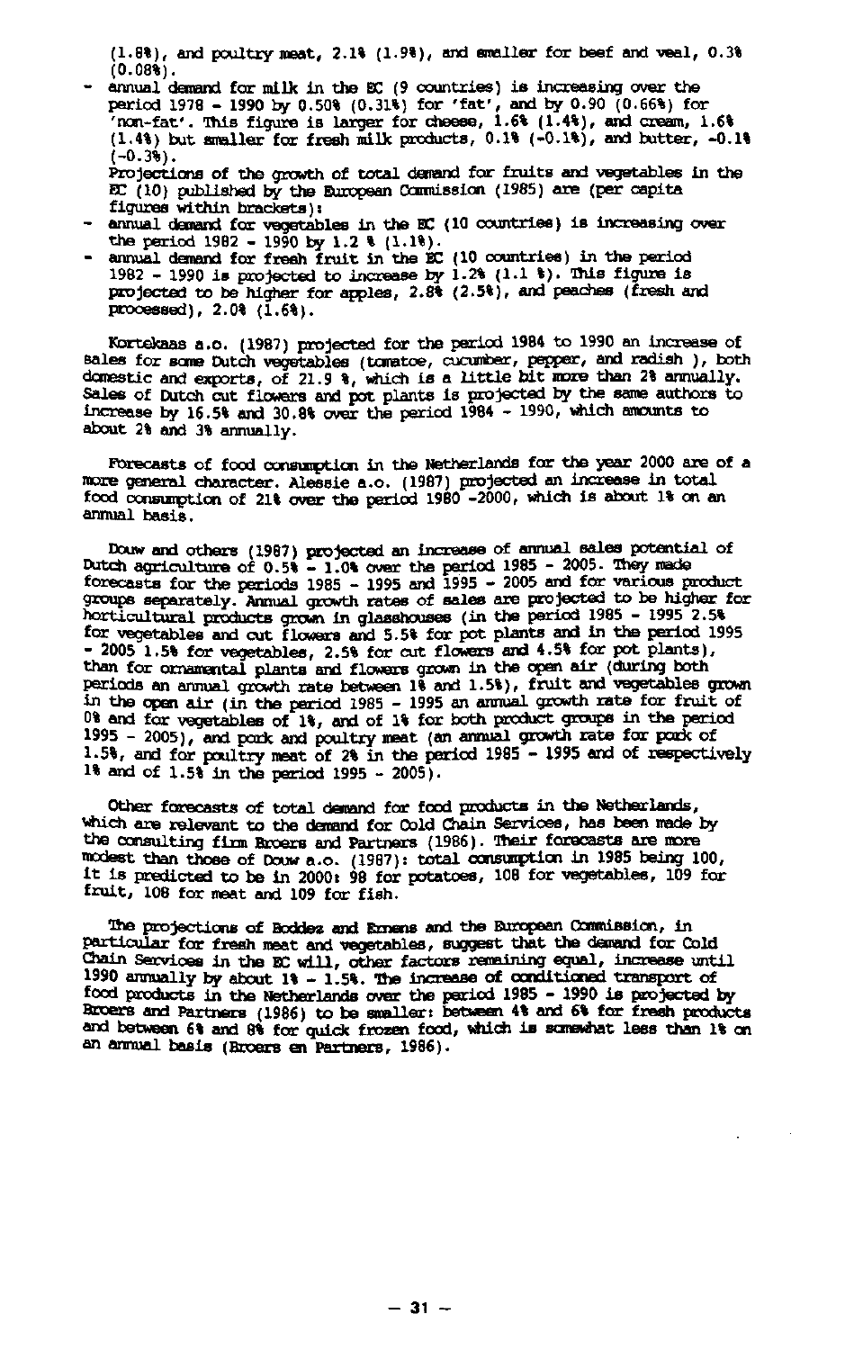(1.8%), and poultry meat, 2.1% (1.9%), and smaller for beef and veal, 0.3% (0.08%).

- annual demand for milk in the EC (9 countries) is increasing over the period 1978 - 1990 by 0.50% (0.31%) for 'fat', and by 0.90 (0.66%) for 'non-fat'. This figure is larger for cheese, 1.6% (1.4%), and cream, 1.6% (1.4%) but smaller for fresh milk products, 0.1% (-0.1%), and butter, -0.1% (-0.3%).

Projections of the growth of total demand for fruits and vegetables in the EC (10) published by the European Commission (1985) are (per capita figures within brackets):

- annual demand for vegetables in the EC (10 countries) is increasing over the period 1982 - 1990 by 1.2 % (1.1%).
- annual demand for fresh fruit in the EC (10 countries) in the period 1982 - 1990 is projected to increase by 1.2% (1.1 %). This figure is projected to be higher for apples, 2.8% (2.5%), and peaches (fresh and processed), 2.0% (1.6%).

Kortekaas a.o. (1987) projected for the period 1984 to 1990 an increase of sales for some Dutch vegetables (tomatoe, cucumber, pepper, and radish ), both domestic and exports, of 21.9 %, which is a little bit more than 2% annually. Sales of Dutch cut flowers and pot plants is projected by the same authors to increase by 16.5% and 30.8% over the period 1984 - 1990, which amounts to about 2% and 3% annually.

Forecasts of food consumption in the Netherlands for the year 2000 are of a more general character. Alessie a.o. (1987) projected an increase in total food consumption of 21% over the period 1980 -2000, which is about 1% on an annual basis.

Douw and others (1987) projected an increase of annual sales potential of Dutch agriculture of 0.5% - 1.0% over the period 1985 - 2005. They made forecasts for the periods 1985 - 1995 and 1995 - 2005 and for various product groups separately. Annual growth rates of sales are projected to be higher for horticultural products grown in glasshouses (in the period 1985 - 1995 2.5% for vegetables and cut flowers and 5.5% for pot plants and in the period 1995 - 2005 1.5% for vegetables, 2.5% for cut flowers and 4.5% for pot plants), than for ornamental plants and flowers grown in the open air (during both periods an annual growth rate between 1% and 1.5%), fruit and vegetables grown in the open air (in the period 1985 - 1995 an annual growth rate for fruit of 0% and for vegetables of 1%, and of 1% for both product groups in the period 1995 - 2005), and pork and poultry meat (an annual growth rate for pork of 1.5%, and for poultry meat of 2% in the period 1985 - 1995 and of respectively 1% and of 1.5% in the period 1995 - 2005).

Other forecasts of total demand for food products in the Netherlands, which are relevant to the demand for Cold Chain Services, has been made by the consulting firm Broers and Partners (1986). Their forecasts are more modest than those of Douw a.o. (1987): total consumption in 1985 being 100, it is predicted to be in 2000: 98 for potatoes, 108 for vegetables, 109 for fruit, 108 for meat and 109 for fish.

The projections of Boddez and Ernens and the European Commission, in particular for fresh meat and vegetables, suggest that the demand for Cold Chain Services in the EC will, other factors remaining equal, increase until 1990 annually by about 1% - 1.5%. The increase of conditioned transport of food products in the Netherlands over the period 1985 - 1990 is projected by Broers and Partners (1986) to be smaller: between 4% and 6% for fresh products and between 6% and 8% for quick frozen food, which is somewhat less than 1% on an annual basis (Broers en Partners, 1986).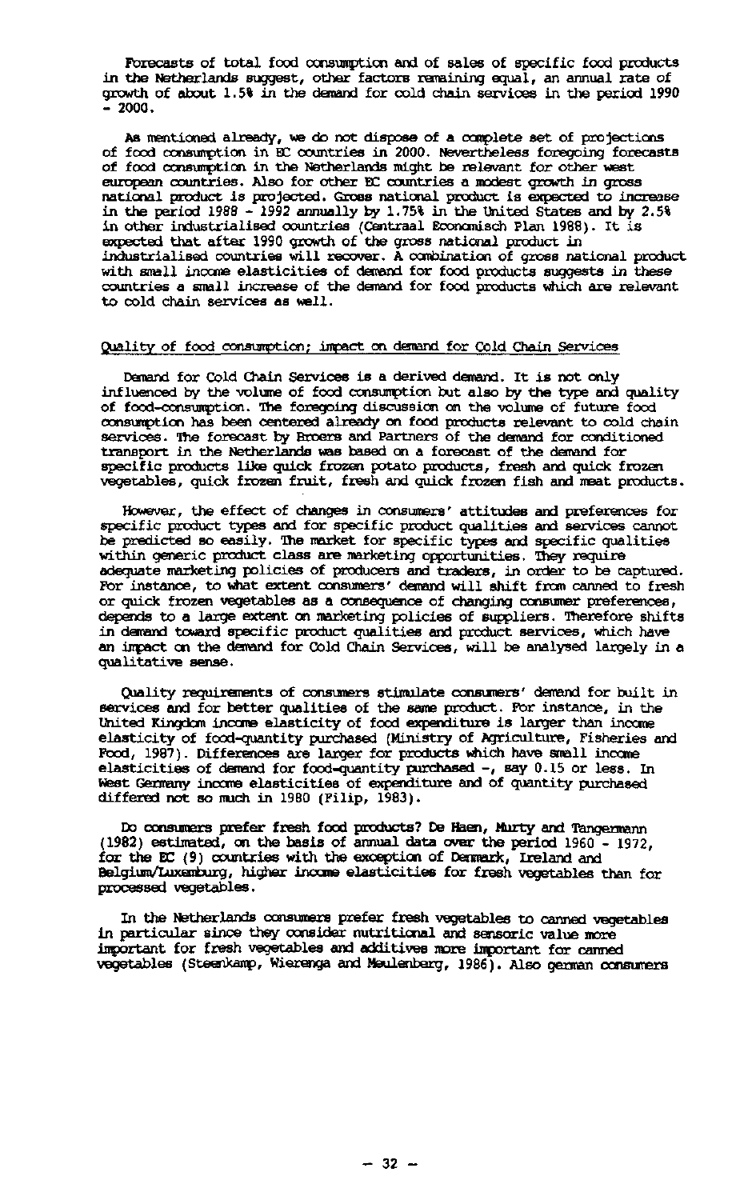Forecasts of total food consumption and of sales of specific food products in the Netherlands suggest, other factors remaining equal, an annual rate of growth of about 1.5% in the demand for cold chain services in the period 1990 - 2000.

As mentioned already, we do not dispose of a complete set of projections of food consumption in EC countries in 2000. Nevertheless foregoing forecasts of food consumption in the Netherlands might be relevant for other west european countries. Also for other EC countries a modest growth in gross national product is projected. Gross national product is expected to increase in the period 1988 - 1992 annually by 1.75% in the United States and by 2.5% in other industrialised countries (Centraal Economisch Plan 1988). It is expected that after 1990 growth of the gross national product in industrialised countries will recover. A combination of gross national product with small income elasticities of demand for food products suggests in these countries a small increase of the demand for food products which are relevant to cold chain services as well.

## Quality of food consumption; impact on demand for Cold Chain Services

Demand for Cold Chain Services is a derived demand. It is not only influenced by the volume of food consumption but also by the type and quality of food-consumption. The foregoing discussion on the volume of future food consumption has been centered already on food products relevant to cold chain services. The forecast by Broers and Partners of the demand for conditioned transport in the Netherlands was based on a forecast of the demand for specific products like quick frozen potato products, fresh and quick frozen vegetables, quick frozen fruit, fresh and quick frozen fish and meat products.

However, the effect of changes in consumers' attitudes and preferences for specific product types and for specific product qualities and services cannot be predicted so easily. The market for specific types and specific qualities within generic product class are marketing opportunities. They require adequate marketing policies of producers and traders, in order to be captured. For instance, to what extent consumers' demand will shift from canned to fresh or quick frozen vegetables as a consequence of changing consumer preferences, depends to a large extent on marketing policies of suppliers. Therefore shifts in demand toward specific product qualities and product services, which have an impact on the demand for Cold Chain Services, will be analysed largely in a qualitative sense.

Quality requirements of consumers stimulate consumers' demand for built in services and for better qualities of the same product. For instance, in the United Kingdom income elasticity of food expenditure is larger than income elasticity of food-quantity purchased (Ministry of Agriculture, Fisheries and Food, 1987). Differences are larger for products which have small income elasticities of demand for food-quantity purchased -, say 0.15 or less. In West Germany income elasticities of expenditure and of quantity purchased differed not so much in 1980 (Filip, 1983).

Do consumers prefer fresh food products? De Haen, Murty and Tangermann (1982) estimated, on the basis of annual data over the period 1960 - 1972, for the EC (9) countries with the exception of Denmark, Ireland and Belgium/Luxemburg, higher income elasticities for fresh vegetables than for processed vegetables.

In the Netherlands consumers prefer fresh vegetables to canned vegetables in particular since they consider nutritional and sensoric value more important for fresh vegetables and additives more important for canned vegetables (Steenkamp, Wierenga and Meulenberg, 1986). Also german consumers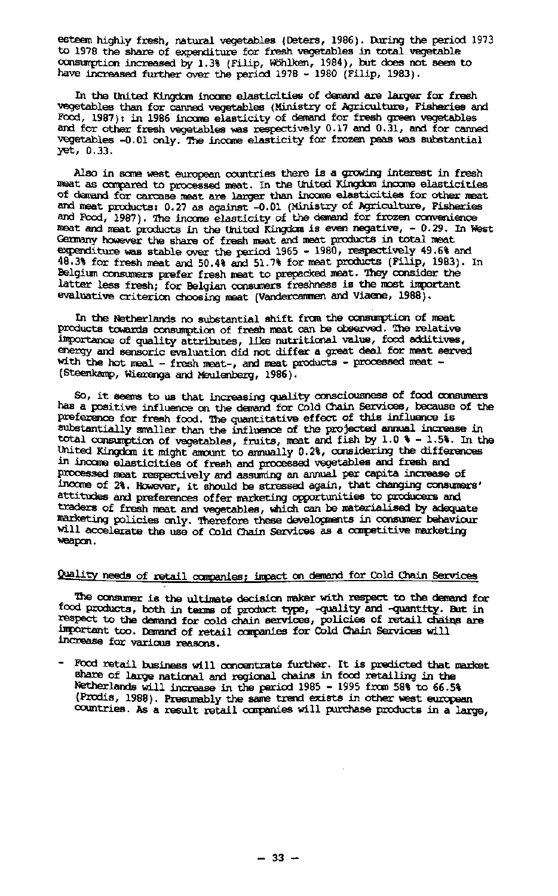esteem highly fresh, natural vegetables (Deters, 1986). During the period 1973 to 1978 the share of expenditure for fresh vegetables in total vegetable consumption increased by 1.3% (Filip, Wöhlken, 1984), but does not seem to have increased further over the period 1978 - 1980 (Filip, 1983).

In the United Kingdom income elasticities of demand are larger for fresh vegetables than for canned vegetables (Ministry of Agriculture, Fisheries and Food, 1987): in 1986 income elasticity of demand for fresh green vegetables and for other fresh vegetables was respectively 0.17 and 0.31, and for canned vegetables -0.01 only. The income elasticity for frozen peas was substantial yet, 0.33.

Also in some west european countries there is a growing interest in fresh meat as compared to processed meat. In the United Kingdom income elasticities of demand for carcase meat are larger than income elasticities for other meat and meat products: 0.27 as against -0.01 (Ministry of Agriculture, Fisheries and Food, 1987). The income elasticity of the demand for frozen convenience meat and meat products in the United Kingdom is even negative, - 0.29. In West Germany however the share of fresh meat and meat products in total meat expenditure was stable over the period 1965 - 1980, respectively 49.6% and 48.3% for fresh meat and 50.4% and 51.7% for meat products (Filip, 1983). In Belgium consumers prefer fresh meat to prepacked meat. They consider the latter less fresh; for Belgian consumers freshness is the most important evaluative criterion choosing meat (Vandercammen and Viaene, 1988).

In the Netherlands no substantial shift from the consumption of meat products towards consumption of fresh meat can be observed. The relative importance of quality attributes, like nutritional value, food additives, energy and sensoric evaluation did not differ a great deal for meat served with the hot meal - fresh meat-, and meat products - processed meat - (Steenkamp, Wierenga and Meulenberg, 1986).

So, it seems to us that increasing quality consciousness of food consumers has a positive influence on the demand for Cold Chain Services, because of the preference for fresh food. The quantitative effect of this influence is substantially smaller than the influence of the projected annual increase in total consumption of vegetables, fruits, meat and fish by 1.0 % - 1.5%. In the United Kingdom it might amount to annually 0.2%, considering the differences in income elasticities of fresh and processed vegetables and fresh and processed meat respectively and assuming an annual per capita increase of income of 2%. However, it should be stressed again, that changing consumers' attitudes and preferences offer marketing opportunities to producers and traders of fresh meat and vegetables, which can be materialised by adequate marketing policies only. Therefore these developments in consumer behaviour will accelerate the use of Cold Chain Services as a competitive marketing weapon.

## Quality needs of retail companies; impact on demand for Cold Chain Services

The consumer is the ultimate decision maker with respect to the demand for food products, both in terms of product type, -quality and -quantity. But in respect to the demand for cold chain services, policies of retail chains are important too. Demand of retail companies for Cold Chain Services will increase for various reasons.

- Food retail business will concentrate further. It is predicted that market share of large national and regional chains in food retailing in the Netherlands will increase in the period 1985 - 1995 from 58% to 66.5% (Prodis, 1988). Presumably the same trend exists in other west european countries. As a result retail companies will purchase products in a large,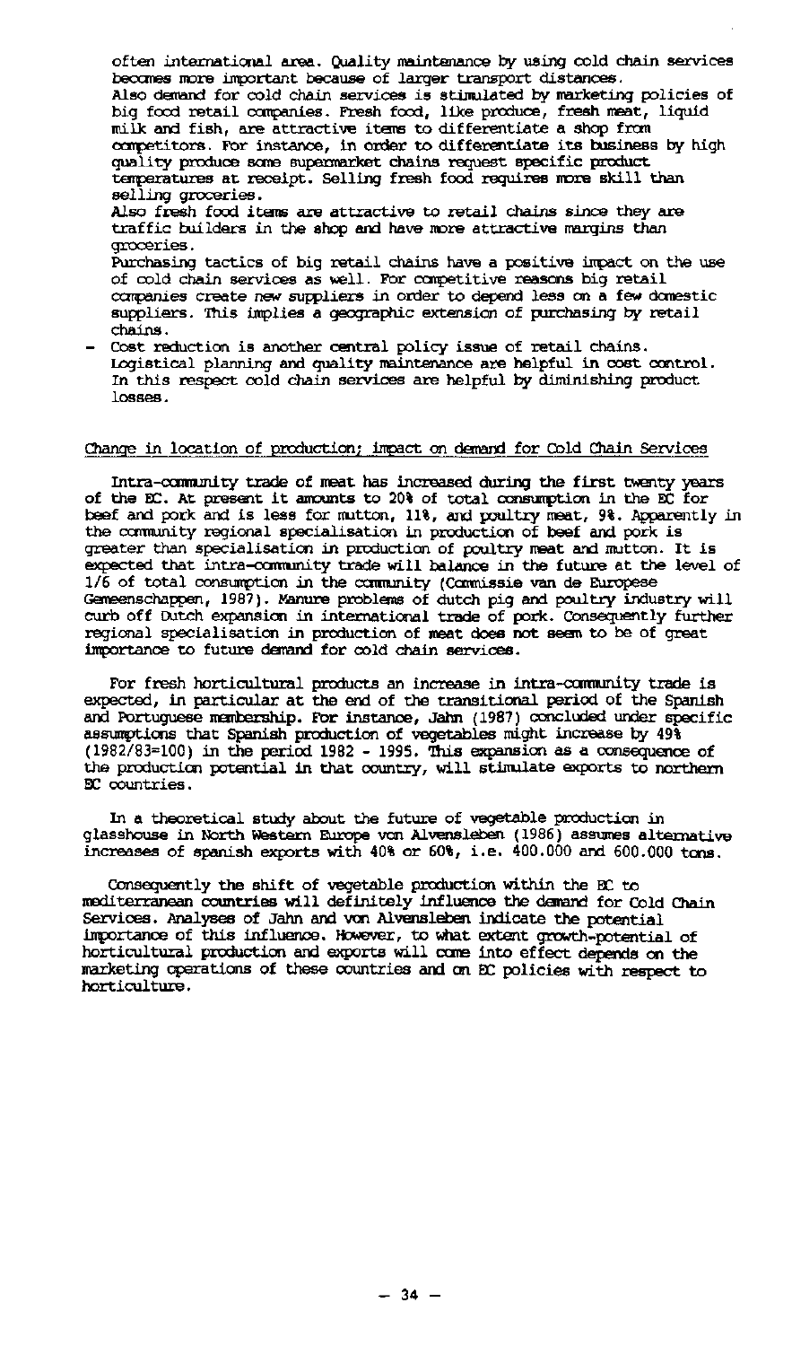often international area. Quality maintenance by using cold chain services becomes more important because of larger transport distances.
Also demand for cold chain services is stimulated by marketing policies of big food retail companies. Fresh food, like produce, fresh meat, liquid milk and fish, are attractive items to differentiate a shop from competitors. For instance, in order to differentiate its business by high quality produce some supermarket chains request specific product temperatures at receipt. Selling fresh food requires more skill than selling groceries.
Also fresh food items are attractive to retail chains since they are traffic builders in the shop and have more attractive margins than groceries.
Purchasing tactics of big retail chains have a positive impact on the use of cold chain services as well. For competitive reasons big retail companies create new suppliers in order to depend less on a few domestic suppliers. This implies a geographic extension of purchasing by retail chains.

- Cost reduction is another central policy issue of retail chains. Logistical planning and quality maintenance are helpful in cost control. In this respect cold chain services are helpful by diminishing product losses.

## Change in location of production; impact on demand for Cold Chain Services

Intra-community trade of meat has increased during the first twenty years of the EC. At present it amounts to 20% of total consumption in the EC for beef and pork and is less for mutton, 11%, and poultry meat, 9%. Apparently in the community regional specialisation in production of beef and pork is greater than specialisation in production of poultry meat and mutton. It is expected that intra-community trade will balance in the future at the level of 1/6 of total consumption in the community (Commissie van de Europese Gemeenschappen, 1987). Manure problems of dutch pig and poultry industry will curb off Dutch expansion in international trade of pork. Consequently further regional specialisation in production of meat does not seem to be of great importance to future demand for cold chain services.

For fresh horticultural products an increase in intra-community trade is expected, in particular at the end of the transitional period of the Spanish and Portuguese membership. For instance, Jahn (1987) concluded under specific assumptions that Spanish production of vegetables might increase by 49% (1982/83=100) in the period 1982 - 1995. This expansion as a consequence of the production potential in that country, will stimulate exports to northern EC countries.

In a theoretical study about the future of vegetable production in glasshouse in North Western Europe von Alvensleben (1986) assumes alternative increases of spanish exports with 40% or 60%, i.e. 400.000 and 600.000 tons.

Consequently the shift of vegetable production within the EC to mediterranean countries will definitely influence the demand for Cold Chain Services. Analyses of Jahn and von Alvensleben indicate the potential importance of this influence. However, to what extent growth-potential of horticultural production and exports will come into effect depends on the marketing operations of these countries and on EC policies with respect to horticulture.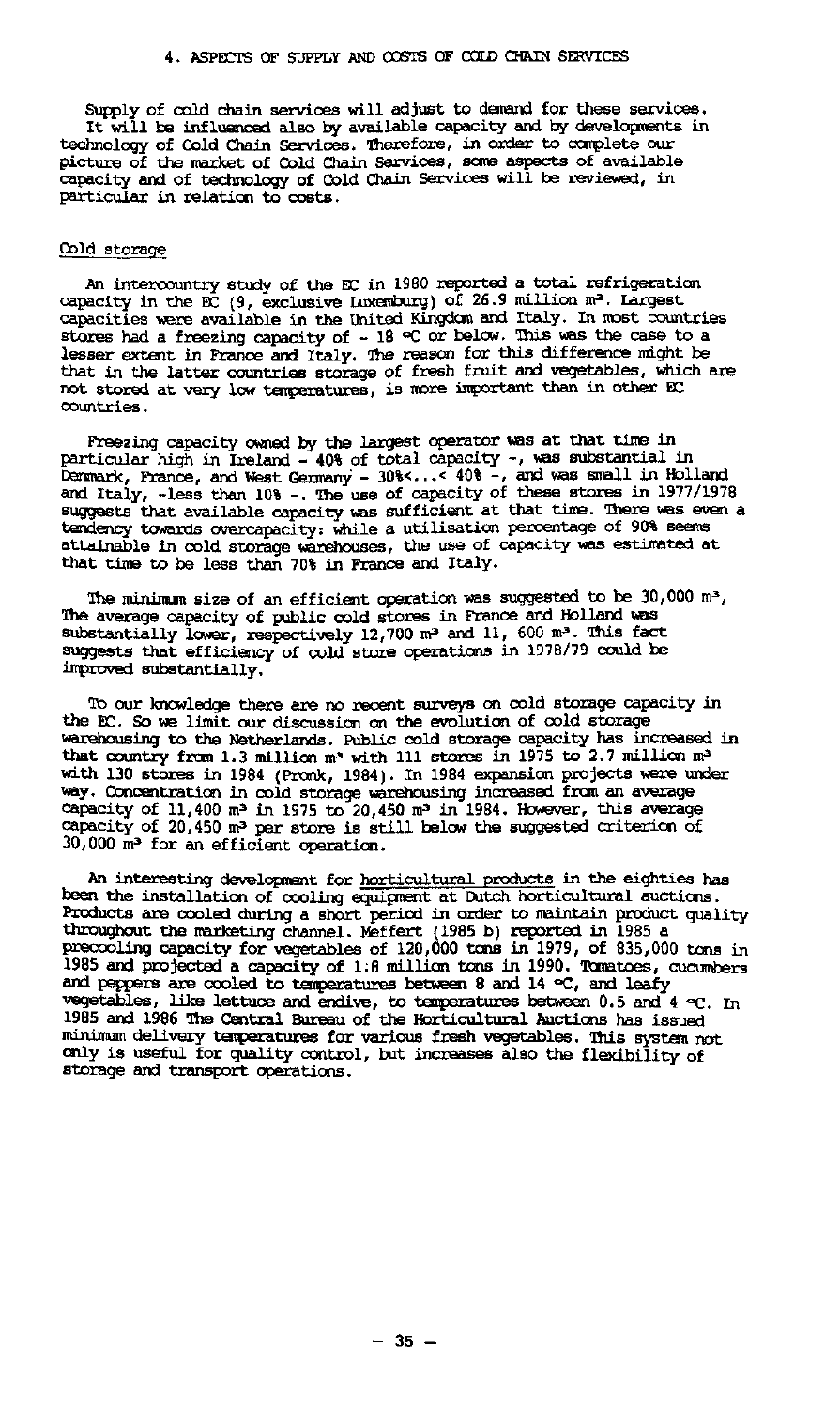## 4. ASPECTS OF SUPPLY AND COSTS OF COLD CHAIN SERVICES

Supply of cold chain services will adjust to demand for these services. It will be influenced also by available capacity and by developments in technology of Cold Chain Services. Therefore, in order to complete our picture of the market of Cold Chain Services, some aspects of available capacity and of technology of Cold Chain Services will be reviewed, in particular in relation to costs.

### Cold storage

An intercountry study of the EC in 1980 reported a total refrigeration capacity in the EC (9, exclusive Luxemburg) of 26.9 million m³. Largest capacities were available in the United Kingdom and Italy. In most countries stores had a freezing capacity of - 18 °C or below. This was the case to a lesser extent in France and Italy. The reason for this difference might be that in the latter countries storage of fresh fruit and vegetables, which are not stored at very low temperatures, is more important than in other EC countries.

Freezing capacity owned by the largest operator was at that time in particular high in Ireland - 40% of total capacity -, was substantial in Denmark, France, and West Germany - 30%<...< 40% -, and was small in Holland and Italy, -less than 10% -. The use of capacity of these stores in 1977/1978 suggests that available capacity was sufficient at that time. There was even a tendency towards overcapacity: while a utilisation percentage of 90% seems attainable in cold storage warehouses, the use of capacity was estimated at that time to be less than 70% in France and Italy.

The minimum size of an efficient operation was suggested to be 30,000 m³, The average capacity of public cold stores in France and Holland was substantially lower, respectively 12,700 m³ and 11, 600 m³. This fact suggests that efficiency of cold store operations in 1978/79 could be improved substantially.

To our knowledge there are no recent surveys on cold storage capacity in the EC. So we limit our discussion on the evolution of cold storage warehousing to the Netherlands. Public cold storage capacity has increased in that country from 1.3 million m³ with 111 stores in 1975 to 2.7 million m³ with 130 stores in 1984 (Pronk, 1984). In 1984 expansion projects were under way. Concentration in cold storage warehousing increased from an average capacity of 11,400 m³ in 1975 to 20,450 m³ in 1984. However, this average capacity of 20,450 m³ per store is still below the suggested criterion of 30,000 m³ for an efficient operation.

An interesting development for horticultural products in the eighties has been the installation of cooling equipment at Dutch horticultural auctions. Products are cooled during a short period in order to maintain product quality throughout the marketing channel. Meffert (1985 b) reported in 1985 a precooling capacity for vegetables of 120,000 tons in 1979, of 835,000 tons in 1985 and projected a capacity of 1.8 million tons in 1990. Tomatoes, cucumbers and peppers are cooled to temperatures between 8 and 14 °C, and leafy vegetables, like lettuce and endive, to temperatures between 0.5 and 4 °C. In 1985 and 1986 The Central Bureau of the Horticultural Auctions has issued minimum delivery temperatures for various fresh vegetables. This system not only is useful for quality control, but increases also the flexibility of storage and transport operations.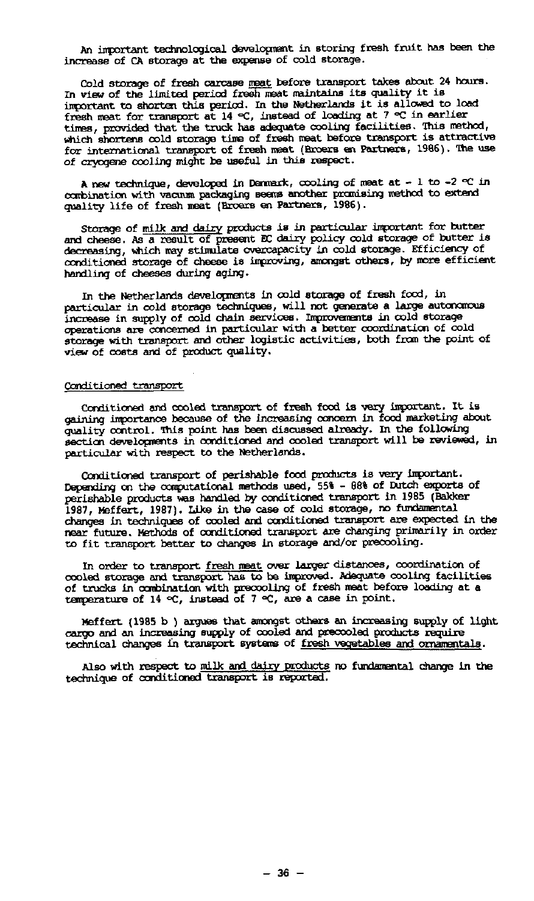An important technological development in storing fresh fruit has been the increase of CA storage at the expense of cold storage.

Cold storage of fresh carcase meat before transport takes about 24 hours. In view of the limited period fresh meat maintains its quality it is important to shorten this period. In the Netherlands it is allowed to load fresh meat for transport at 14 °C, instead of loading at 7 °C in earlier times, provided that the truck has adequate cooling facilities. This method, which shortens cold storage time of fresh meat before transport is attractive for international transport of fresh meat (Broers en Partners, 1986). The use of cryogene cooling might be useful in this respect.

A new technique, developed in Denmark, cooling of meat at - 1 to -2 °C in combination with vacuum packaging seems another promising method to extend quality life of fresh meat (Broers en Partners, 1986).

Storage of milk and dairy products is in particular important for butter and cheese. As a result of present EC dairy policy cold storage of butter is decreasing, which may stimulate overcapacity in cold storage. Efficiency of conditioned storage of cheese is improving, amongst others, by more efficient handling of cheeses during aging.

In the Netherlands developments in cold storage of fresh food, in particular in cold storage techniques, will not generate a large autonomous increase in supply of cold chain services. Improvements in cold storage operations are concerned in particular with a better coordination of cold storage with transport and other logistic activities, both from the point of view of costs and of product quality.

Conditioned transport

Conditioned and cooled transport of fresh food is very important. It is gaining importance because of the increasing concern in food marketing about quality control. This point has been discussed already. In the following section developments in conditioned and cooled transport will be reviewed, in particular with respect to the Netherlands.

Conditioned transport of perishable food products is very important. Depending on the computational methods used, 55% - 88% of Dutch exports of perishable products was handled by conditioned transport in 1985 (Bakker 1987, Meffert, 1987). Like in the case of cold storage, no fundamental changes in techniques of cooled and conditioned transport are expected in the near future. Methods of conditioned transport are changing primarily in order to fit transport better to changes in storage and/or precooling.

In order to transport fresh meat over larger distances, coordination of cooled storage and transport has to be improved. Adequate cooling facilities of trucks in combination with precooling of fresh meat before loading at a temperature of 14 °C, instead of 7 °C, are a case in point.

Meffert (1985 b ) argues that amongst others an increasing supply of light cargo and an increasing supply of cooled and precooled products require technical changes in transport systems of fresh vegetables and ornamentals.

Also with respect to milk and dairy products no fundamental change in the technique of conditioned transport is reported.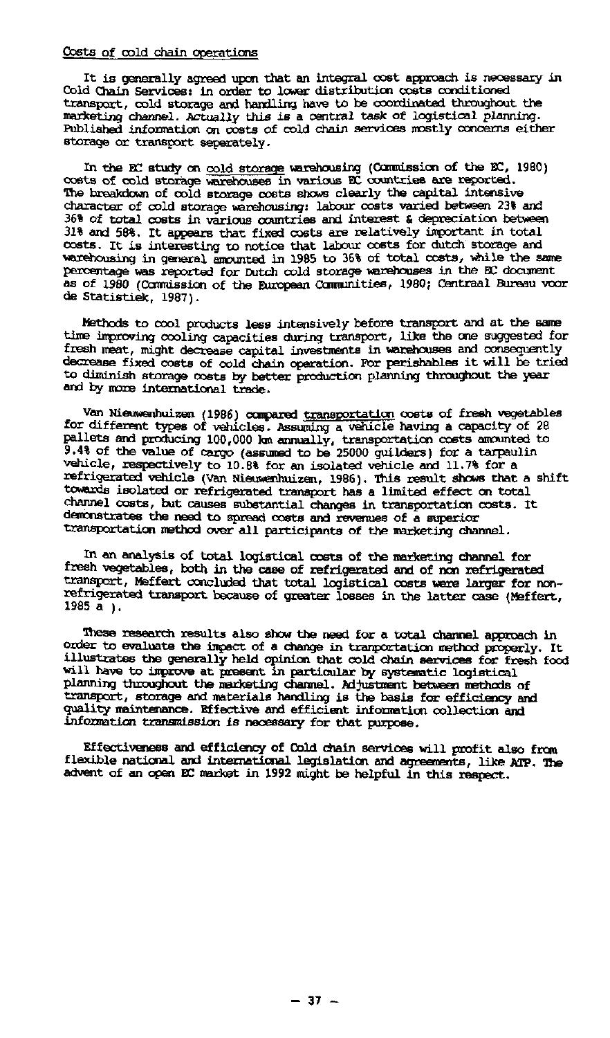Costs of cold chain operations

It is generally agreed upon that an integral cost approach is necessary in Cold Chain Services: in order to lower distribution costs conditioned transport, cold storage and handling have to be coordinated throughout the marketing channel. Actually this is a central task of logistical planning. Published information on costs of cold chain services mostly concerns either storage or transport seperately.

In the EC study on cold storage warehousing (Commission of the EC, 1980) costs of cold storage warehouses in various EC countries are reported. The breakdown of cold storage costs shows clearly the capital intensive character of cold storage warehousing: labour costs varied between 23% and 36% of total costs in various countries and interest & depreciation between 31% and 58%. It appears that fixed costs are relatively important in total costs. It is interesting to notice that labour costs for dutch storage and warehousing in general amounted in 1985 to 36% of total costs, while the same percentage was reported for Dutch cold storage warehouses in the EC document as of 1980 (Commission of the European Communities, 1980; Centraal Bureau voor de Statistiek, 1987).

Methods to cool products less intensively before transport and at the same time improving cooling capacities during transport, like the one suggested for fresh meat, might decrease capital investments in warehouses and consequently decrease fixed costs of cold chain operation. For perishables it will be tried to diminish storage costs by better production planning throughout the year and by more international trade.

Van Nieuwenhuizen (1986) compared transportation costs of fresh vegetables for different types of vehicles. Assuming a vehicle having a capacity of 28 pallets and producing 100,000 km annually, transportation costs amounted to 9.4% of the value of cargo (assumed to be 25000 guilders) for a tarpaulin vehicle, respectively to 10.8% for an isolated vehicle and 11.7% for a refrigerated vehicle (Van Nieuwenhuizen, 1986). This result shows that a shift towards isolated or refrigerated transport has a limited effect on total channel costs, but causes substantial changes in transportation costs. It demonstrates the need to spread costs and revenues of a superior transportation method over all participants of the marketing channel.

In an analysis of total logistical costs of the marketing channel for fresh vegetables, both in the case of refrigerated and of non refrigerated transport, Meffert concluded that total logistical costs were larger for non-refrigerated transport because of greater losses in the latter case (Meffert, 1985 a ).

These research results also show the need for a total channel approach in order to evaluate the impact of a change in tranportation method properly. It illustrates the generally held opinion that cold chain services for fresh food will have to improve at present in particular by systematic logistical planning throughout the marketing channel. Adjustment between methods of transport, storage and materials handling is the basis for efficiency and quality maintenance. Effective and efficient information collection and information transmission is necessary for that purpose.

Effectiveness and efficiency of Cold chain services will profit also from flexible national and international legislation and agreements, like ATP. The advent of an open EC market in 1992 might be helpful in this respect.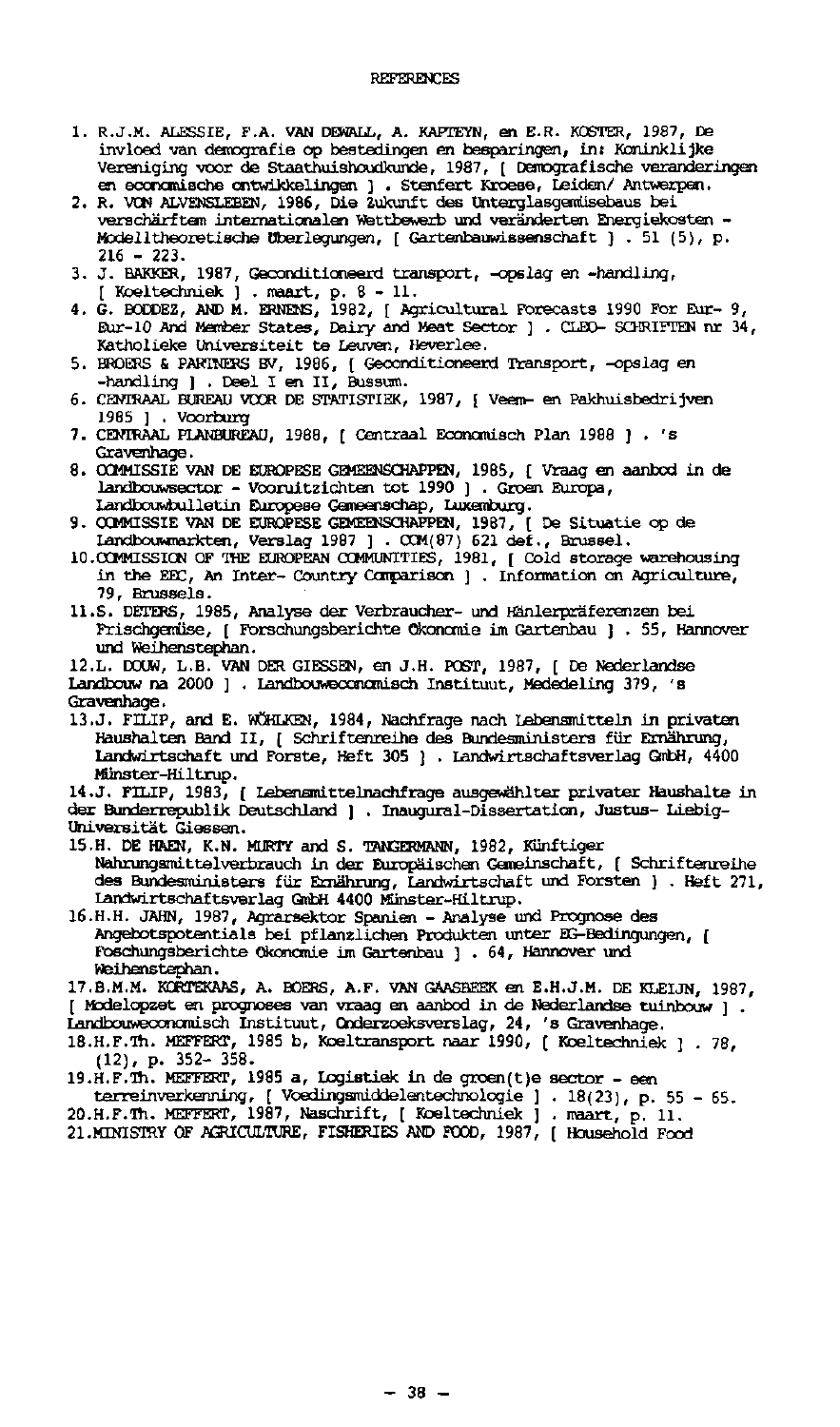# REFERENCES

1. R.J.M. ALESSIE, F.A. VAN DEWALL, A. KAPTEYN, en E.R. KOSTER, 1987, De invloed van demografie op bestedingen en besparingen, in: Koninklijke Vereniging voor de Staathuishoudkunde, 1987, [ Demografische veranderingen en economische ontwikkelingen ] . Stenfert Kroese, Leiden/ Antwerpen.
2. R. VON ALVENSLEBEN, 1986, Die Zukunft des Unterglasgemüsebaus bei verschärftem internationalen Wettbewerb und veränderten Energiekosten - Modelltheoretische Überlegungen, [ Gartenbauwissenschaft ] . 51 (5), p. 216 - 223.
3. J. BAKKER, 1987, Geconditioneerd transport, -opslag en -handling, [ Koeltechniek ] . maart, p. 8 - 11.
4. G. BODDEZ, AND M. ERNENS, 1982, [ Agricultural Forecasts 1990 For Eur- 9, Eur-10 And Member States, Dairy and Meat Sector ] . CLEO- SCHRIFTEN nr 34, Katholieke Universiteit te Leuven, Heverlee.
5. BROERS & PARTNERS BV, 1986, [ Geconditioneerd Transport, -opslag en -handling ] . Deel I en II, Bussum.
6. CENTRAAL BUREAU VOOR DE STATISTIEK, 1987, [ Veem- en Pakhuisbedrijven 1985 ] . Voorburg
7. CENTRAAL PLANBUREAU, 1988, [ Centraal Economisch Plan 1988 ] . 's Gravenhage.
8. COMMISSIE VAN DE EUROPESE GEMEENSCHAPPEN, 1985, [ Vraag en aanbod in de landbouwsector - Vooruitzichten tot 1990 ] . Groen Europa, Landbouwbulletin Europese Gemeenschap, Luxemburg.
9. COMMISSIE VAN DE EUROPESE GEMEENSCHAPPEN, 1987, [ De Situatie op de Landbouwmarkten, Verslag 1987 ] . COM(87) 621 def., Brussel.
10. COMMISSION OF THE EUROPEAN COMMUNITIES, 1981, [ Cold storage warehousing in the EEC, An Inter- Country Comparison ] . Information on Agriculture, 79, Brussels.
11. S. DETERS, 1985, Analyse der Verbraucher- und Händlerpräferenzen bei Frischgemüse, [ Forschungsberichte Ökonomie im Gartenbau ] . 55, Hannover und Weihenstephan.
12. L. DOUW, L.B. VAN DER GIESSEN, en J.H. POST, 1987, [ De Nederlandse Landbouw na 2000 ] . Landbouweconomisch Instituut, Mededeling 379, 's Gravenhage.
13. J. FILIP, and E. WÖHLKEN, 1984, Nachfrage nach Lebensmitteln in privaten Haushalten Band II, [ Schriftenreihe des Bundesministers für Ernährung, Landwirtschaft und Forste, Heft 305 ] . Landwirtschaftsverlag GmbH, 4400 Münster-Hiltrup.
14. J. FILIP, 1983, [ Lebensmittelnachfrage ausgewählter privater Haushalte in der Bunderrepublik Deutschland ] . Inaugural-Dissertation, Justus- Liebig-Universität Giessen.
15. H. DE HAEN, K.N. MURTY and S. TANGERMANN, 1982, Künftiger Nahrungsmittelverbrauch in der Europäischen Gemeinschaft, [ Schriftenreihe des Bundesministers für Ernährung, Landwirtschaft und Forsten ] . Heft 271, Landwirtschaftsverlag GmbH 4400 Münster-Hiltrup.
16. H.H. JAHN, 1987, Agrarsektor Spanien - Analyse und Prognose des Angebotspotentials bei pflanzlichen Produkten unter EG-Bedingungen, [ Foschungsberichte Ökonomie im Gartenbau ] . 64, Hannover und Weihenstephan.
17. B.M.M. KORTEKAAS, A. BOERS, A.F. VAN GAASBEEK en E.H.J.M. DE KLEIJN, 1987, [ Modelopzet en prognoses van vraag en aanbod in de Nederlandse tuinbouw ] . Landbouweconomisch Instituut, Onderzoeksverslag, 24, 's Gravenhage.
18. H.F.Th. MEFFERT, 1985 b, Koeltransport naar 1990, [ Koeltechniek ] . 78, (12), p. 352- 358.
19. H.F.Th. MEFFERT, 1985 a, Logistiek in de groen(t)e sector - een terreinverkenning, [ Voedingsmiddelentechnologie ] . 18(23), p. 55 - 65.
20. H.F.Th. MEFFERT, 1987, Naschrift, [ Koeltechniek ] . maart, p. 11.
21. MINISTRY OF AGRICULTURE, FISHERIES AND FOOD, 1987, [ Household Food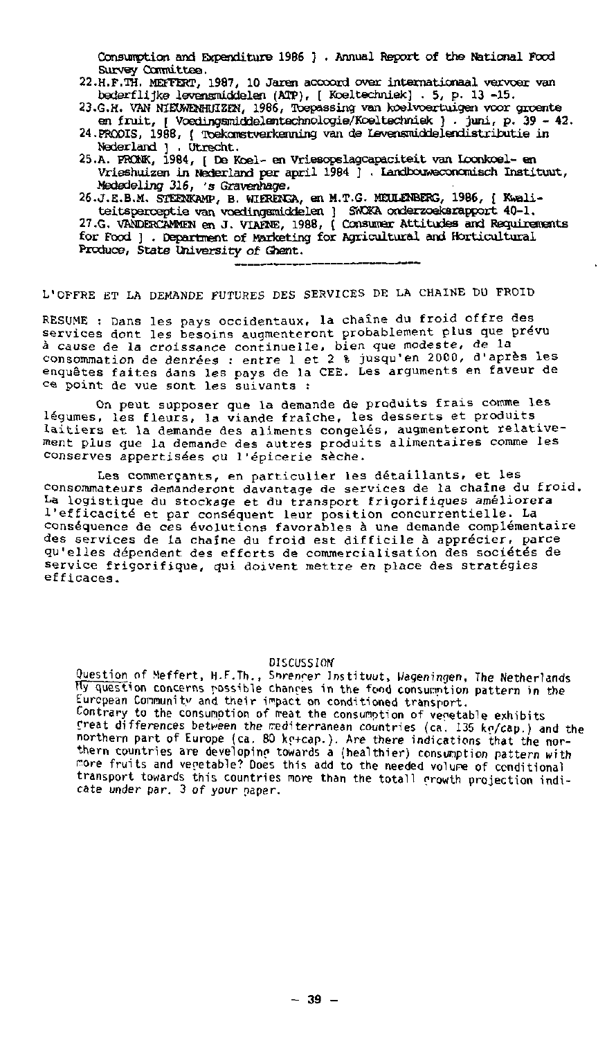Consumption and Expenditure 1986 ] . Annual Report of the National Food Survey Committee.

22. H.F.TH. MEFFERT, 1987, 10 Jaren accoord over internationaal vervoer van bederflijke levensmiddelen (ATP), [ Koeltechniek] . 5, p. 13 -15.
23. G.H. VAN NIEUWENHUIZEN, 1986, Toepassing van koelvoertuigen voor groente en fruit, [ Voedingsmiddelentechnologie/Koeltechniek ] . juni, p. 39 - 42.
24. PRODIS, 1988, [ Toekomstverkenning van de Levensmiddelendistributie in Nederland ] . Utrecht.
25. A. PRONK, 1984, [ De Koel- en Vriesopslagcapaciteit van Loonkoel- en Vrieshuizen in Nederland per april 1984 ] . Landbouweconomisch Instituut, Mededeling 316, 's Gravenhage.
26. J.E.B.M. STEENKAMP, B. WIERENGA, en M.T.G. MEULENBERG, 1986, [ Kwaliteitsperceptie van voedingsmiddelen ] SWOKA onderzoeksrapport 40-1.
27. G. VANDERCAMMEN en J. VIAENE, 1988, [ Consumer Attitudes and Requirements for Food ] . Department of Marketing for Agricultural and Horticultural Produce, State University of Ghent.

---

## L'OFFRE ET LA DEMANDE FUTURES DES SERVICES DE LA CHAINE DU FROID

RESUME : Dans les pays occidentaux, la chaîne du froid offre des services dont les besoins augmenteront probablement plus que prévu à cause de la croissance continuelle, bien que modeste, de la consommation de denrées : entre 1 et 2 % jusqu'en 2000, d'après les enquêtes faites dans les pays de la CEE. Les arguments en faveur de ce point de vue sont les suivants :

On peut supposer que la demande de produits frais comme les légumes, les fleurs, la viande fraîche, les desserts et produits laitiers et la demande des aliments congelés, augmenteront relativement plus que la demande des autres produits alimentaires comme les conserves appertisées ou l'épicerie sèche.

Les commerçants, en particulier les détaillants, et les consommateurs demanderont davantage de services de la chaîne du froid. La logistique du stockage et du transport frigorifiques améliorera l'efficacité et par conséquent leur position concurrentielle. La conséquence de ces évolutions favorables à une demande complémentaire des services de la chaîne du froid est difficile à apprécier, parce qu'elles dépendent des efforts de commercialisation des sociétés de service frigorifique, qui doivent mettre en place des stratégies efficaces.

### DISCUSSION

Question of Meffert, H.F.Th., Sprenger Instituut, Wageningen, The Netherlands
My question concerns possible changes in the food consumption pattern in the European Community and their impact on conditioned transport.
Contrary to the consumption of meat the consumption of vegetable exhibits great differences between the mediterranean countries (ca. 135 kg/cap.) and the northern part of Europe (ca. 80 kg+cap.). Are there indications that the northern countries are developing towards a (healthier) consumption pattern with more fruits and vegetable? Does this add to the needed volume of conditional transport towards this countries more than the totall growth projection indicate under par. 3 of your paper.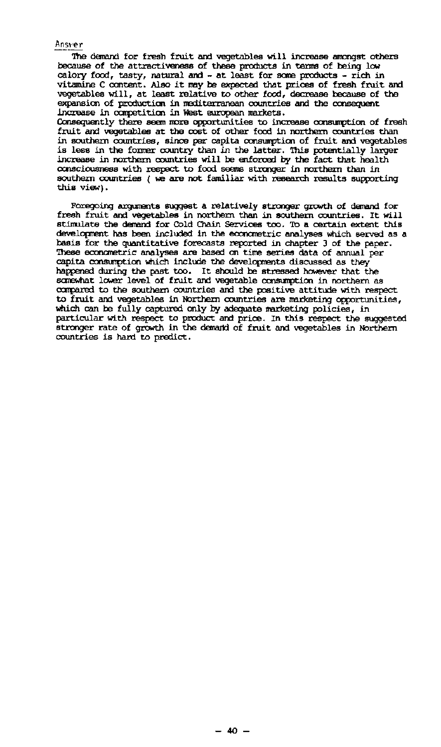Answer

The demand for fresh fruit and vegetables will increase amongst others because of the attractiveness of these products in terms of being low calory food, tasty, natural and - at least for some products - rich in vitamine C content. Also it may be expected that prices of fresh fruit and vegetables will, at least relative to other food, decrease because of the expansion of production in mediterranean countries and the consequent increase in competition in West european markets.
Consequently there seem more opportunities to increase consumption of fresh fruit and vegetables at the cost of other food in northern countries than in southern countries, since per capita consumption of fruit and vegetables is less in the former country than in the latter. This potentially larger increase in northern countries will be enforced by the fact that health consciousness with respect to food seems stronger in northern than in southern countries ( we are not familiar with research results supporting this view).

Foregoing arguments suggest a relatively stronger growth of demand for fresh fruit and vegetables in northern than in southern countries. It will stimulate the demand for Cold Chain Services too. To a certain extent this development has been included in the econometric analyses which served as a basis for the quantitative forecasts reported in chapter 3 of the paper. These econometric analyses are based on time series data of annual per capita consumption which include the developments discussed as they happened during the past too. It should be stressed however that the somewhat lower level of fruit and vegetable consumption in northern as compared to the southern countries and the positive attitude with respect to fruit and vegetables in Northern countries are marketing opportunities, which can be fully captured only by adequate marketing policies, in particular with respect to product and price. In this respect the suggested stronger rate of growth in the demand of fruit and vegetables in Northern countries is hard to predict.